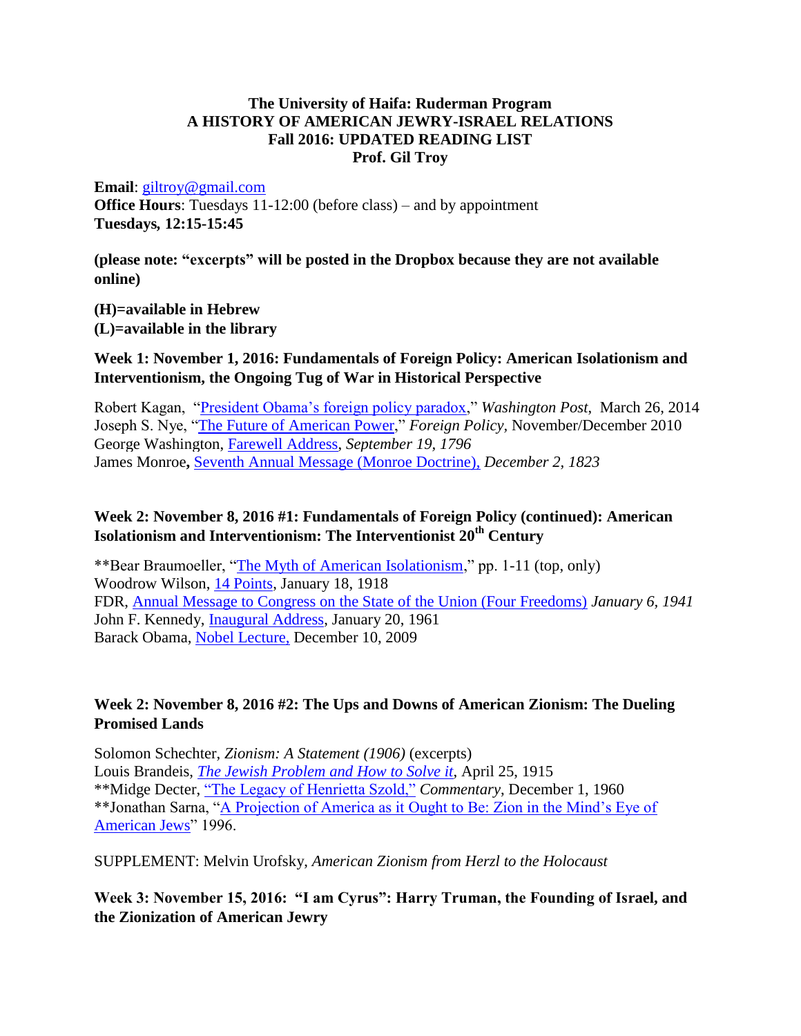**The University of Haifa: Ruderman Program**
**A HISTORY OF AMERICAN JEWRY-ISRAEL RELATIONS**
**Fall 2016: UPDATED READING LIST**
**Prof. Gil Troy**

**Email**: giltroy@gmail.com
**Office Hours**: Tuesdays 11-12:00 (before class) – and by appointment
**Tuesdays, 12:15-15:45**

**(please note: "excerpts" will be posted in the Dropbox because they are not available online)**

**(H)=available in Hebrew**
**(L)=available in the library**

**Week 1: November 1, 2016: Fundamentals of Foreign Policy: American Isolationism and Interventionism, the Ongoing Tug of War in Historical Perspective**

Robert Kagan, "President Obama's foreign policy paradox," *Washington Post*, March 26, 2014
Joseph S. Nye, "The Future of American Power," *Foreign Policy*, November/December 2010
George Washington, Farewell Address, *September 19, 1796*
James Monroe**,** Seventh Annual Message (Monroe Doctrine), *December 2, 1823*

**Week 2: November 8, 2016 #1: Fundamentals of Foreign Policy (continued): American Isolationism and Interventionism: The Interventionist 20th Century**

**Bear Braumoeller, "The Myth of American Isolationism," pp. 1-11 (top, only)
Woodrow Wilson, 14 Points, January 18, 1918
FDR, Annual Message to Congress on the State of the Union (Four Freedoms) *January 6, 1941*
John F. Kennedy, Inaugural Address, January 20, 1961
Barack Obama, Nobel Lecture, December 10, 2009

**Week 2: November 8, 2016 #2: The Ups and Downs of American Zionism: The Dueling Promised Lands**

Solomon Schechter, *Zionism: A Statement (1906)* (excerpts)
Louis Brandeis, *The Jewish Problem and How to Solve it*, April 25, 1915
**Midge Decter, "The Legacy of Henrietta Szold," *Commentary*, December 1, 1960
**Jonathan Sarna, "A Projection of America as it Ought to Be: Zion in the Mind's Eye of American Jews" 1996.

SUPPLEMENT: Melvin Urofsky, *American Zionism from Herzl to the Holocaust*

**Week 3: November 15, 2016: "I am Cyrus": Harry Truman, the Founding of Israel, and the Zionization of American Jewry**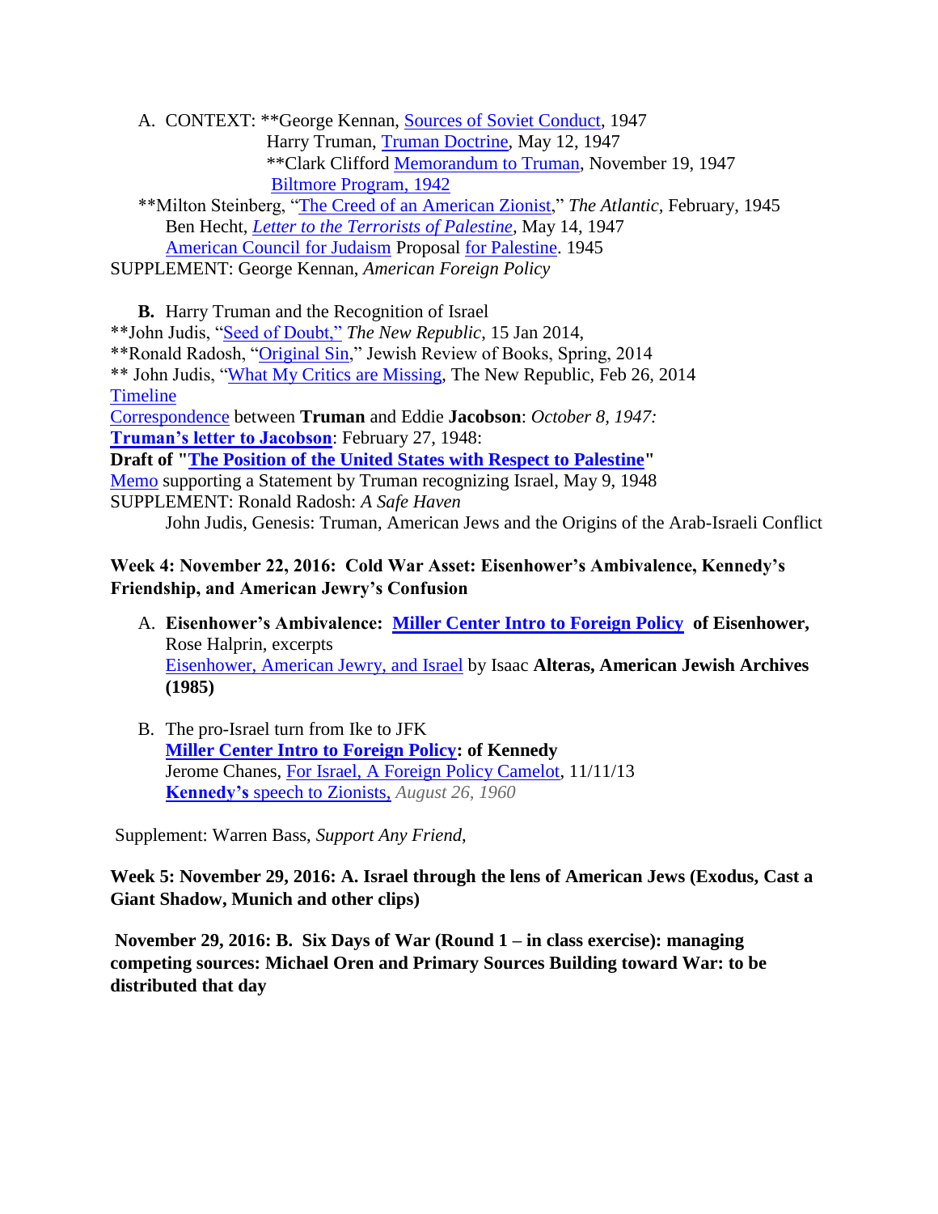A. CONTEXT: **George Kennan, Sources of Soviet Conduct, 1947
Harry Truman, Truman Doctrine, May 12, 1947
**Clark Clifford Memorandum to Truman, November 19, 1947
Biltmore Program, 1942

**Milton Steinberg, "The Creed of an American Zionist," *The Atlantic*, February, 1945
Ben Hecht, *Letter to the Terrorists of Palestine*, May 14, 1947
American Council for Judaism Proposal for Palestine. 1945

SUPPLEMENT: George Kennan, *American Foreign Policy*

**B.** Harry Truman and the Recognition of Israel

**John Judis, "Seed of Doubt," *The New Republic*, 15 Jan 2014,
**Ronald Radosh, "Original Sin," Jewish Review of Books, Spring, 2014
** John Judis, "What My Critics are Missing, The New Republic, Feb 26, 2014
Timeline
Correspondence between **Truman** and Eddie **Jacobson**: *October 8, 1947:*
**Truman's letter to Jacobson**: February 27, 1948:
**Draft of "The Position of the United States with Respect to Palestine"**
Memo supporting a Statement by Truman recognizing Israel, May 9, 1948
SUPPLEMENT: Ronald Radosh: *A Safe Haven*
John Judis, Genesis: Truman, American Jews and the Origins of the Arab-Israeli Conflict

**Week 4: November 22, 2016: Cold War Asset: Eisenhower's Ambivalence, Kennedy's Friendship, and American Jewry's Confusion**

A. **Eisenhower's Ambivalence: Miller Center Intro to Foreign Policy of Eisenhower,** Rose Halprin, excerpts
Eisenhower, American Jewry, and Israel by Isaac **Alteras, American Jewish Archives (1985)**

B. The pro-Israel turn from Ike to JFK
**Miller Center Intro to Foreign Policy: of Kennedy**
Jerome Chanes, For Israel, A Foreign Policy Camelot, 11/11/13
**Kennedy's** speech to Zionists, *August 26, 1960*

Supplement: Warren Bass, *Support Any Friend*,

**Week 5: November 29, 2016: A. Israel through the lens of American Jews (Exodus, Cast a Giant Shadow, Munich and other clips)**

**November 29, 2016: B. Six Days of War (Round 1 – in class exercise): managing competing sources: Michael Oren and Primary Sources Building toward War: to be distributed that day**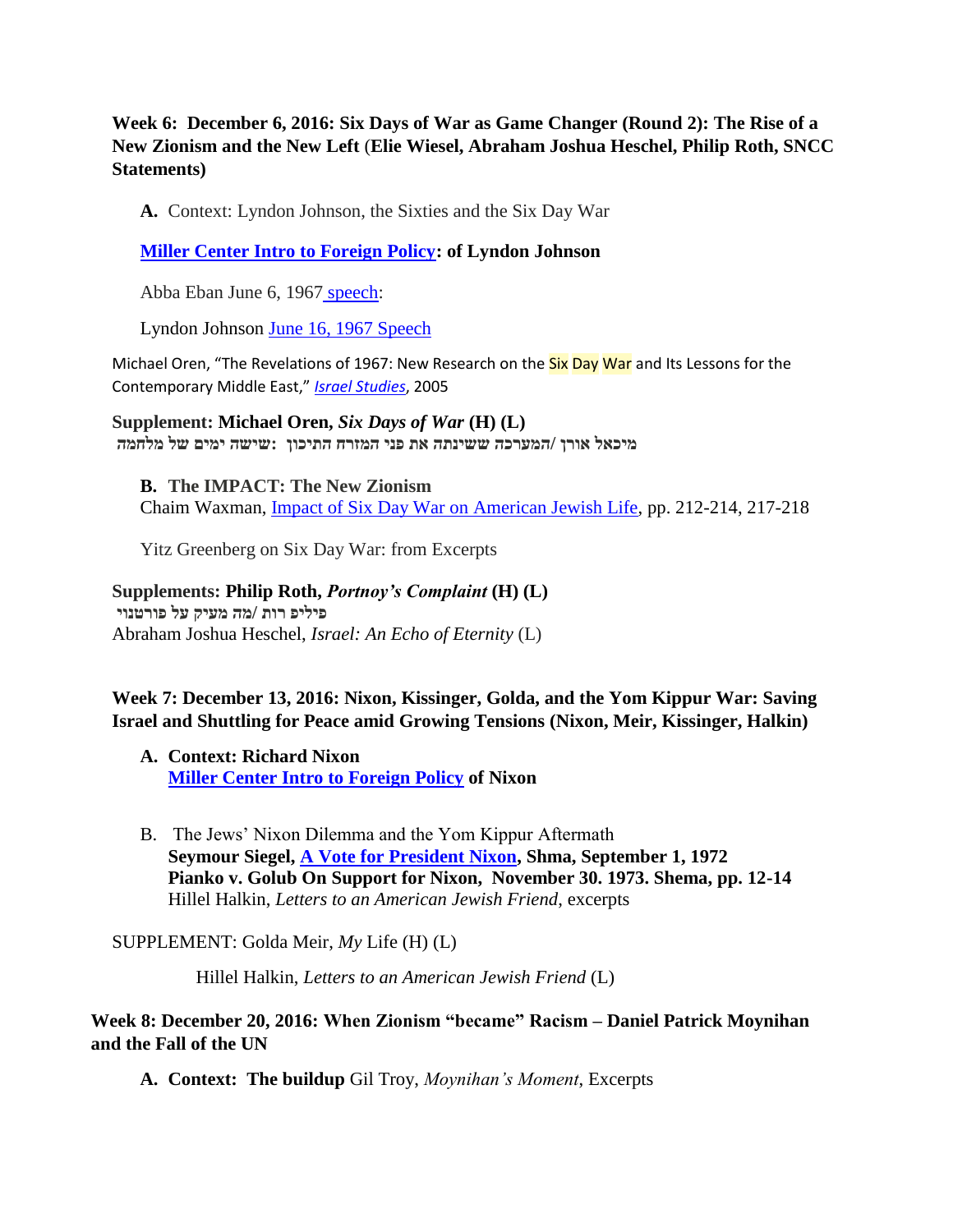**Week 6: December 6, 2016: Six Days of War as Game Changer (Round 2): The Rise of a New Zionism and the New Left (Elie Wiesel, Abraham Joshua Heschel, Philip Roth, SNCC Statements)**

**A.** Context: Lyndon Johnson, the Sixties and the Six Day War

**Miller Center Intro to Foreign Policy: of Lyndon Johnson**

Abba Eban June 6, 1967 speech:

Lyndon Johnson June 16, 1967 Speech

Michael Oren, "The Revelations of 1967: New Research on the Six Day War and Its Lessons for the Contemporary Middle East," *Israel Studies*, 2005

**Supplement: Michael Oren, *Six Days of War* (H) (L)**
**מיכאל אורן /המערכה ששינתה את פני המזרח התיכון :שישה ימים של מלחמה**

**B. The IMPACT: The New Zionism**
Chaim Waxman, Impact of Six Day War on American Jewish Life, pp. 212-214, 217-218

Yitz Greenberg on Six Day War: from Excerpts

**Supplements: Philip Roth, *Portnoy's Complaint* (H) (L)**
**פיליפ רות /מה מעיק על פורטנוי**
Abraham Joshua Heschel, *Israel: An Echo of Eternity* (L)

**Week 7: December 13, 2016: Nixon, Kissinger, Golda, and the Yom Kippur War: Saving Israel and Shuttling for Peace amid Growing Tensions (Nixon, Meir, Kissinger, Halkin)**

**A. Context: Richard Nixon**
**Miller Center Intro to Foreign Policy of Nixon**

B. The Jews' Nixon Dilemma and the Yom Kippur Aftermath
**Seymour Siegel, A Vote for President Nixon, Shma, September 1, 1972**
**Pianko v. Golub On Support for Nixon, November 30. 1973. Shema, pp. 12-14**
Hillel Halkin, *Letters to an American Jewish Friend*, excerpts

SUPPLEMENT: Golda Meir, *My* Life (H) (L)

Hillel Halkin, *Letters to an American Jewish Friend* (L)

**Week 8: December 20, 2016: When Zionism "became" Racism – Daniel Patrick Moynihan and the Fall of the UN**

**A. Context: The buildup** Gil Troy, *Moynihan's Moment*, Excerpts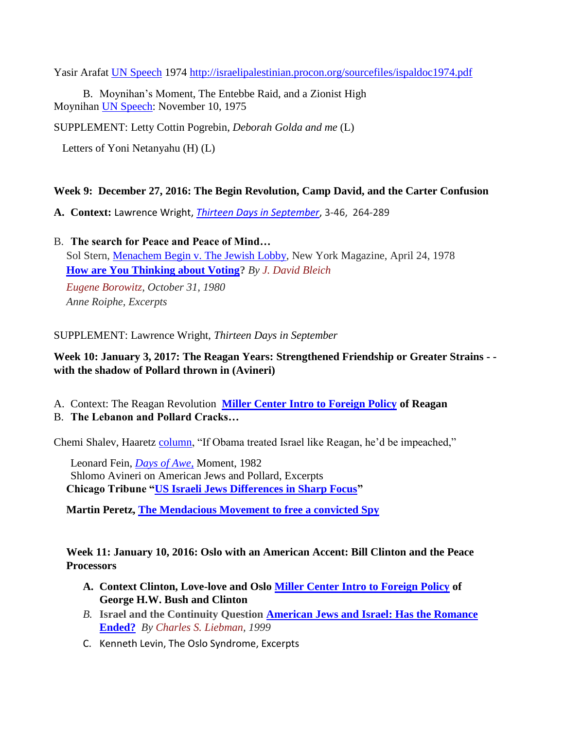Yasir Arafat UN Speech 1974 http://israelipalestinian.procon.org/sourcefiles/ispaldoc1974.pdf

B. Moynihan's Moment, The Entebbe Raid, and a Zionist High

Moynihan UN Speech: November 10, 1975

SUPPLEMENT: Letty Cottin Pogrebin, *Deborah Golda and me* (L)

Letters of Yoni Netanyahu (H) (L)

**Week 9: December 27, 2016: The Begin Revolution, Camp David, and the Carter Confusion**

**A. Context:** Lawrence Wright, ***Thirteen Days in September***, 3-46, 264-289

B. **The search for Peace and Peace of Mind…**

Sol Stern, Menachem Begin v. The Jewish Lobby, New York Magazine, April 24, 1978

**How are You Thinking about Voting?** *By J. David Bleich*

*Eugene Borowitz, October 31, 1980*

*Anne Roiphe, Excerpts*

SUPPLEMENT: Lawrence Wright, *Thirteen Days in September*

**Week 10: January 3, 2017: The Reagan Years: Strengthened Friendship or Greater Strains - - with the shadow of Pollard thrown in (Avineri)**

A. Context: The Reagan Revolution **Miller Center Intro to Foreign Policy of Reagan**

B. **The Lebanon and Pollard Cracks…**

Chemi Shalev, Haaretz column, "If Obama treated Israel like Reagan, he'd be impeached,"

Leonard Fein, *Days of Awe,* Moment, 1982

Shlomo Avineri on American Jews and Pollard, Excerpts

**Chicago Tribune "US Israeli Jews Differences in Sharp Focus"**

**Martin Peretz, The Mendacious Movement to free a convicted Spy**

**Week 11: January 10, 2016: Oslo with an American Accent: Bill Clinton and the Peace Processors**

A. **Context Clinton, Love-love and Oslo Miller Center Intro to Foreign Policy of George H.W. Bush and Clinton**

*B.* **Israel and the Continuity Question American Jews and Israel: Has the Romance Ended?** *By Charles S. Liebman, 1999*

C. Kenneth Levin, The Oslo Syndrome, Excerpts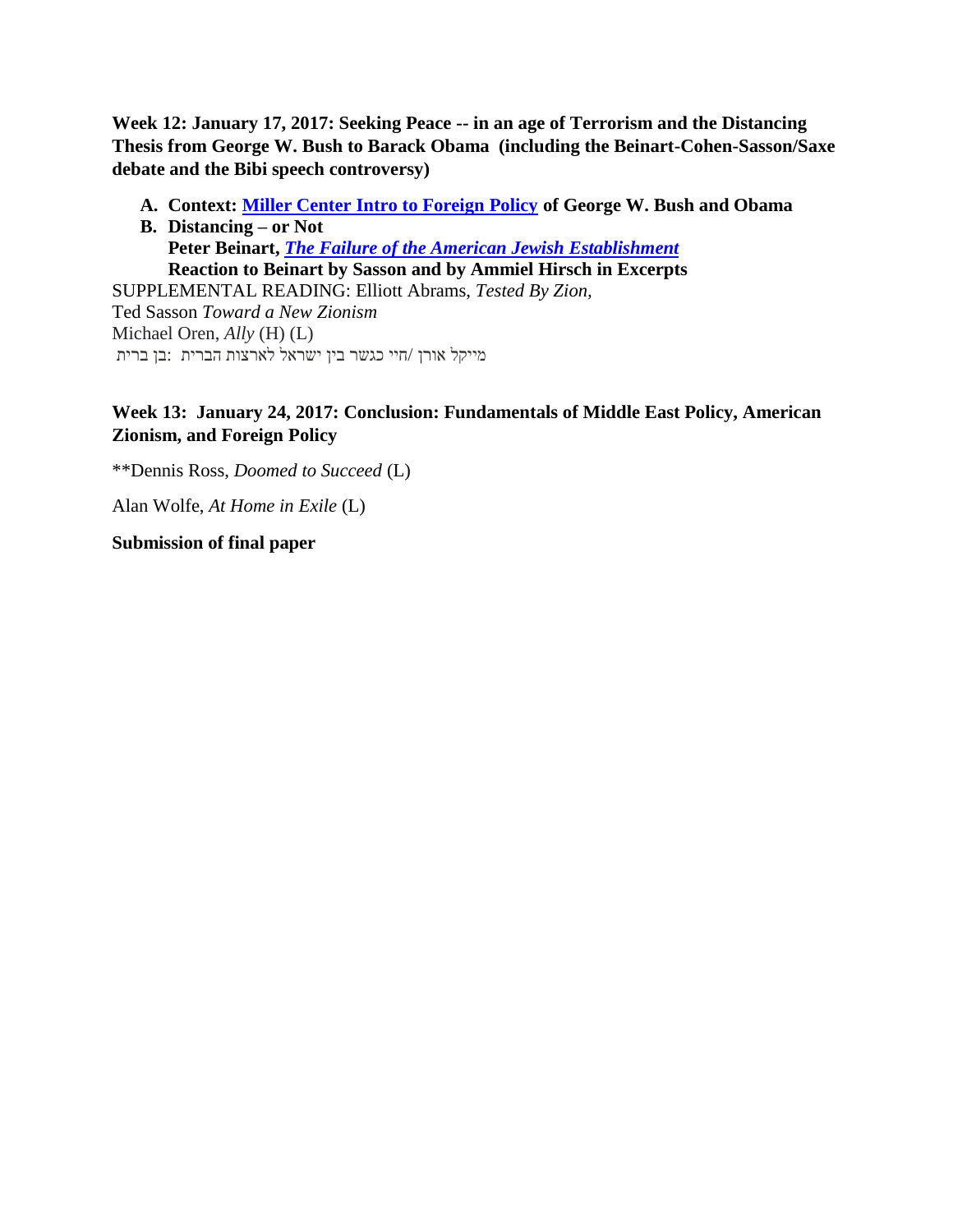**Week 12: January 17, 2017: Seeking Peace -- in an age of Terrorism and the Distancing Thesis from George W. Bush to Barack Obama (including the Beinart-Cohen-Sasson/Saxe debate and the Bibi speech controversy)**

- **A. Context: Miller Center Intro to Foreign Policy of George W. Bush and Obama**
- **B. Distancing – or Not**
  **Peter Beinart, *The Failure of the American Jewish Establishment***
  **Reaction to Beinart by Sasson and by Ammiel Hirsch in Excerpts**

SUPPLEMENTAL READING: Elliott Abrams, *Tested By Zion,*
Ted Sasson *Toward a New Zionism*
Michael Oren, *Ally* (H) (L)
מייקל אורן /חיי כגשר בין ישראל לארצות הברית :בן ברית

**Week 13: January 24, 2017: Conclusion: Fundamentals of Middle East Policy, American Zionism, and Foreign Policy**

**Dennis Ross, *Doomed to Succeed* (L)

Alan Wolfe, *At Home in Exile* (L)

**Submission of final paper**